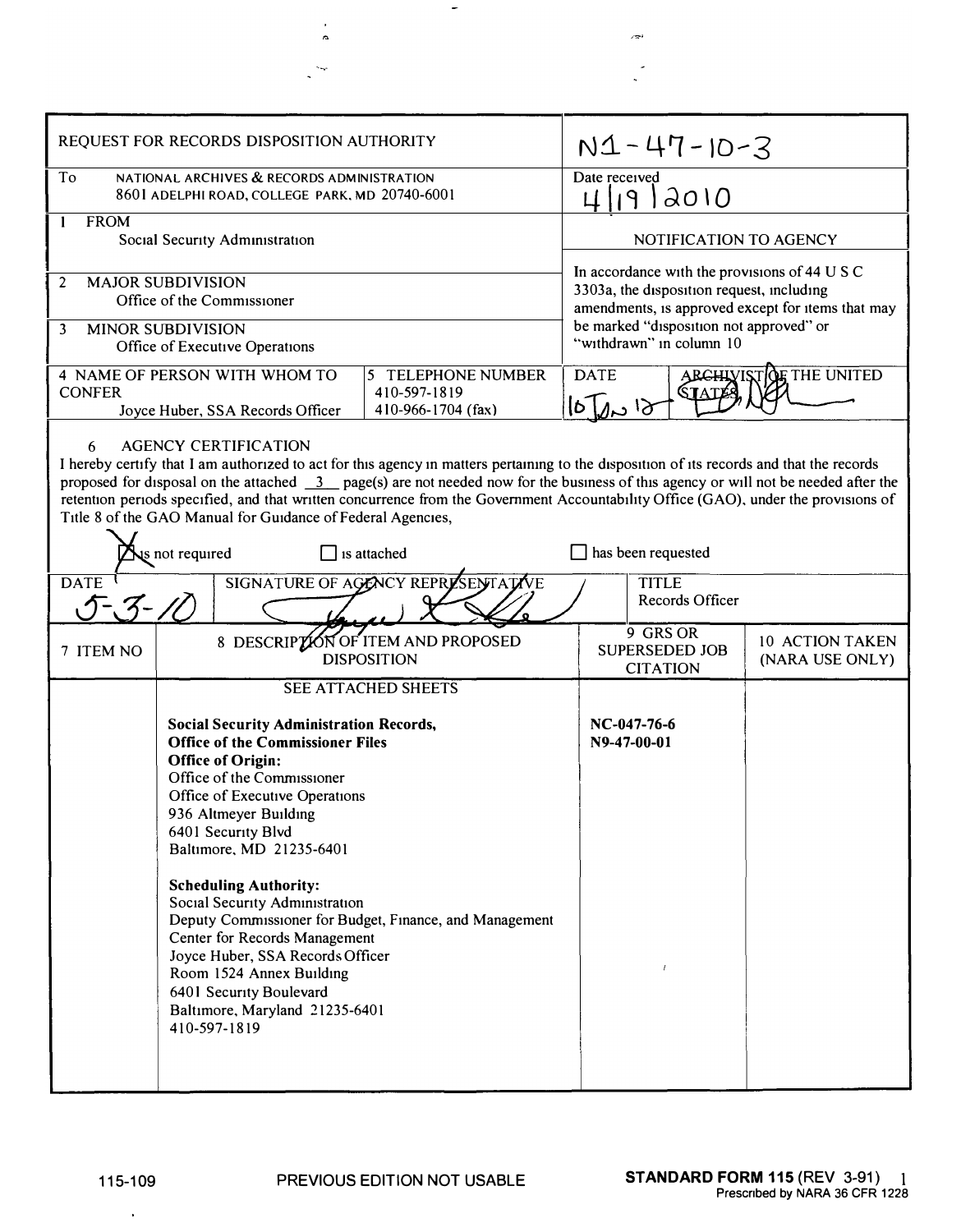| REQUEST FOR RECORDS DISPOSITION AUTHORITY | | N1-47-10-3 | |
|---|---|---|---|
| To NATIONAL ARCHIVES & RECORDS ADMINISTRATION 8601 ADELPHI ROAD, COLLEGE PARK, MD 20740-6001 | | Date received 4/19/2010 | |
| 1 FROM Social Security Administration | | NOTIFICATION TO AGENCY | |
| 2 MAJOR SUBDIVISION Office of the Commissioner | | In accordance with the provisions of 44 U S C 3303a, the disposition request, including amendments, is approved except for items that may be marked "disposition not approved" or "withdrawn" in column 10 | |
| 3 MINOR SUBDIVISION Office of Executive Operations | | | |
| 4 NAME OF PERSON WITH WHOM TO CONFER Joyce Huber, SSA Records Officer | 5 TELEPHONE NUMBER 410-597-1819 410-966-1704 (fax) | DATE 10 Jan 12 | ARCHIVIST OF THE UNITED STATES |

6 AGENCY CERTIFICATION

I hereby certify that I am authorized to act for this agency in matters pertaining to the disposition of its records and that the records proposed for disposal on the attached 3 page(s) are not needed now for the business of this agency or will not be needed after the retention periods specified, and that written concurrence from the Government Accountability Office (GAO), under the provisions of Title 8 of the GAO Manual for Guidance of Federal Agencies,

- [x] is not required
- [ ] is attached
- [ ] has been requested

| DATE | SIGNATURE OF AGENCY REPRESENTATIVE | TITLE |
|---|---|---|
| 5-3-10 | | Records Officer |

| 7 ITEM NO | 8 DESCRIPTION OF ITEM AND PROPOSED DISPOSITION | 9 GRS OR SUPERSEDED JOB CITATION | 10 ACTION TAKEN (NARA USE ONLY) |
|---|---|---|---|
| | SEE ATTACHED SHEETS<br><br>**Social Security Administration Records, Office of the Commissioner Files**<br>**Office of Origin:**<br>Office of the Commissioner<br>Office of Executive Operations<br>936 Altmeyer Building<br>6401 Security Blvd<br>Baltimore, MD 21235-6401<br><br>**Scheduling Authority:**<br>Social Security Administration<br>Deputy Commissioner for Budget, Finance, and Management<br>Center for Records Management<br>Joyce Huber, SSA Records Officer<br>Room 1524 Annex Building<br>6401 Security Boulevard<br>Baltimore, Maryland 21235-6401<br>410-597-1819 | **NC-047-76-6**<br>**N9-47-00-01** | |

115-109 PREVIOUS EDITION NOT USABLE **STANDARD FORM 115** (REV 3-91) Prescribed by NARA 36 CFR 1228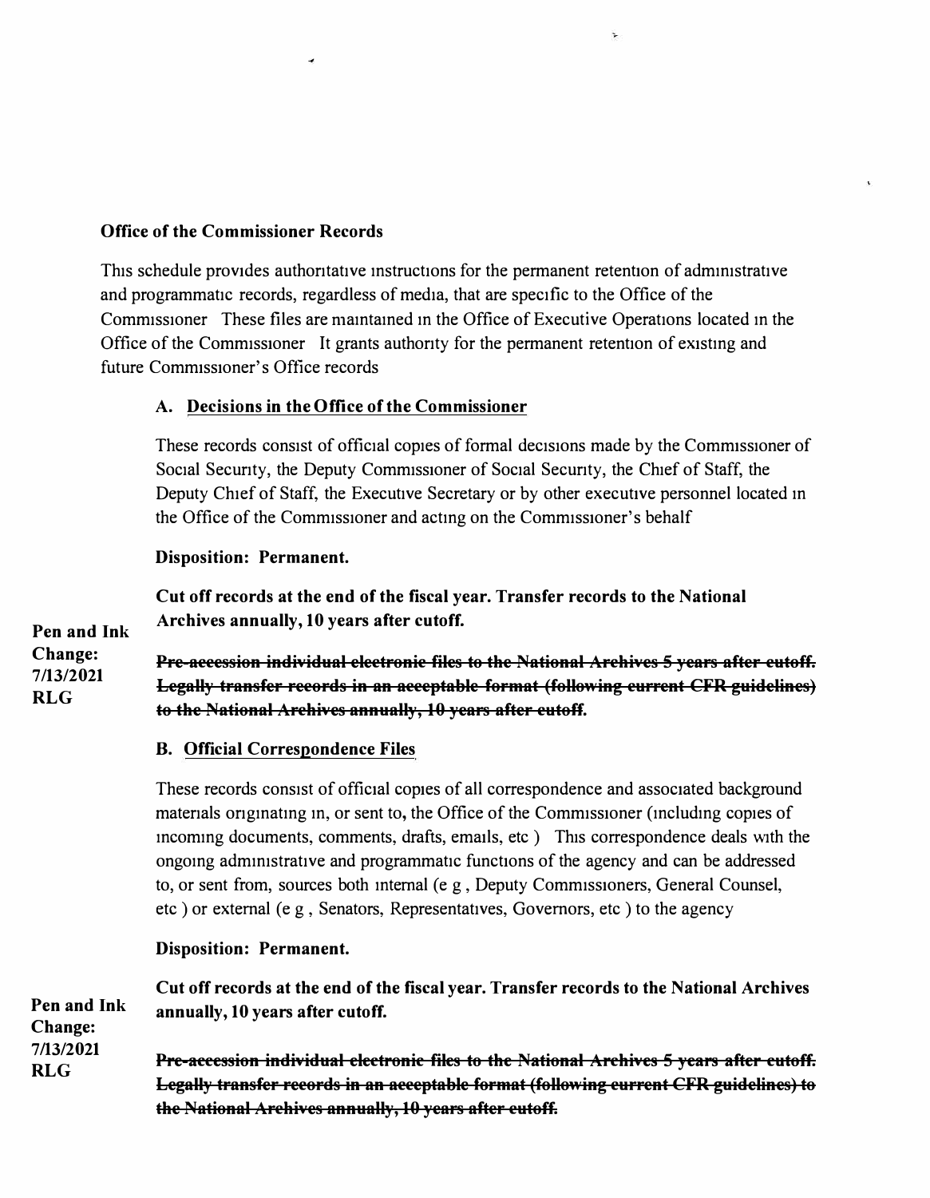**Office of the Commissioner Records**

This schedule provides authoritative instructions for the permanent retention of administrative and programmatic records, regardless of media, that are specific to the Office of the Commissioner These files are maintained in the Office of Executive Operations located in the Office of the Commissioner It grants authority for the permanent retention of existing and future Commissioner's Office records

**A. Decisions in the Office of the Commissioner**

These records consist of official copies of formal decisions made by the Commissioner of Social Security, the Deputy Commissioner of Social Security, the Chief of Staff, the Deputy Chief of Staff, the Executive Secretary or by other executive personnel located in the Office of the Commissioner and acting on the Commissioner's behalf

**Disposition: Permanent.**

**Cut off records at the end of the fiscal year. Transfer records to the National Archives annually, 10 years after cutoff.**

**Pen and Ink Change: 7/13/2021 RLG**

**~~Pre-accession individual electronic files to the National Archives 5 years after cutoff. Legally transfer records in an acceptable format (following current CFR guidelines) to the National Archives annually, 10 years after cutoff.~~**

**B. Official Correspondence Files**

These records consist of official copies of all correspondence and associated background materials originating in, or sent to, the Office of the Commissioner (including copies of incoming documents, comments, drafts, emails, etc ) This correspondence deals with the ongoing administrative and programmatic functions of the agency and can be addressed to, or sent from, sources both internal (e g , Deputy Commissioners, General Counsel, etc ) or external (e g , Senators, Representatives, Governors, etc ) to the agency

**Disposition: Permanent.**

**Cut off records at the end of the fiscal year. Transfer records to the National Archives annually, 10 years after cutoff.**

**Pen and Ink Change: 7/13/2021 RLG**

**~~Pre-accession individual electronic files to the National Archives 5 years after cutoff. Legally transfer records in an acceptable format (following current CFR guidelines) to the National Archives annually, 10 years after cutoff.~~**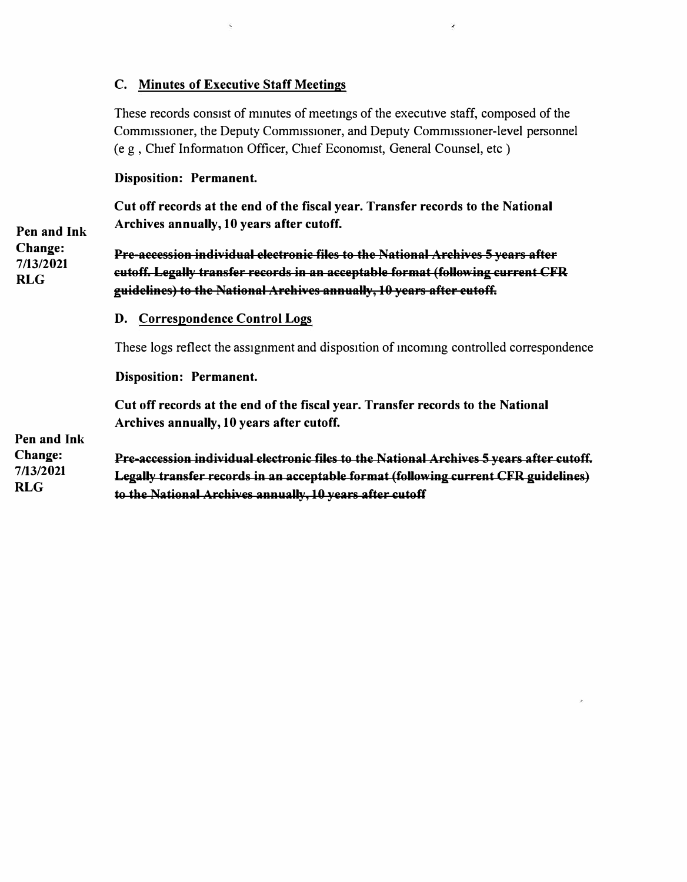### C. Minutes of Executive Staff Meetings

These records consist of minutes of meetings of the executive staff, composed of the Commissioner, the Deputy Commissioner, and Deputy Commissioner-level personnel (e g , Chief Information Officer, Chief Economist, General Counsel, etc )

**Disposition: Permanent.**

**Cut off records at the end of the fiscal year. Transfer records to the National Archives annually, 10 years after cutoff.**

**Pen and Ink Change: 7/13/2021 RLG**

**~~Pre-accession individual electronic files to the National Archives 5 years after cutoff. Legally transfer records in an acceptable format (following current CFR guidelines) to the National Archives annually, 10 years after cutoff.~~**

### D. Correspondence Control Logs

These logs reflect the assignment and disposition of incoming controlled correspondence

**Disposition: Permanent.**

**Cut off records at the end of the fiscal year. Transfer records to the National Archives annually, 10 years after cutoff.**

**Pen and Ink Change: 7/13/2021 RLG**

**~~Pre-accession individual electronic files to the National Archives 5 years after cutoff. Legally transfer records in an acceptable format (following current CFR guidelines) to the National Archives annually, 10 years after cutoff~~**